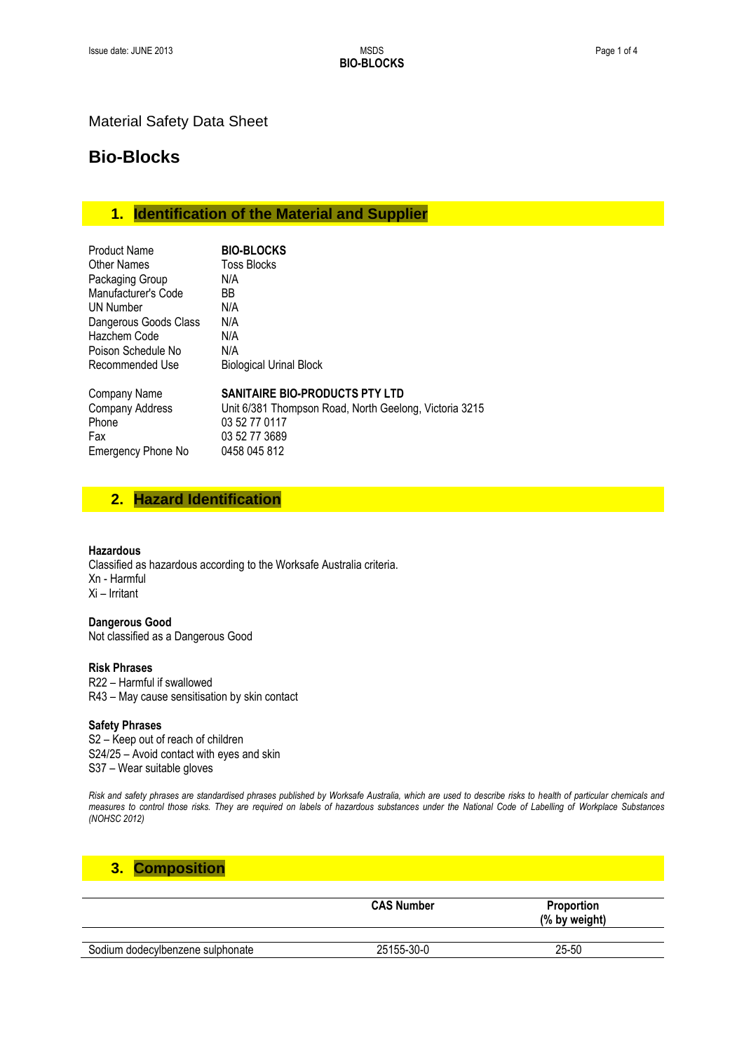Material Safety Data Sheet

# Bio-Blocks

## 1. Identification of the Material and Supplier

| | |
|---|---|
| Product Name | **BIO-BLOCKS** |
| Other Names | Toss Blocks |
| Packaging Group | N/A |
| Manufacturer's Code | BB |
| UN Number | N/A |
| Dangerous Goods Class | N/A |
| Hazchem Code | N/A |
| Poison Schedule No | N/A |
| Recommended Use | Biological Urinal Block |

| | |
|---|---|
| Company Name | **SANITAIRE BIO-PRODUCTS PTY LTD** |
| Company Address | Unit 6/381 Thompson Road, North Geelong, Victoria 3215 |
| Phone | 03 52 77 0117 |
| Fax | 03 52 77 3689 |
| Emergency Phone No | 0458 045 812 |

## 2. Hazard Identification

**Hazardous**
Classified as hazardous according to the Worksafe Australia criteria.
Xn - Harmful
Xi – Irritant

**Dangerous Good**
Not classified as a Dangerous Good

**Risk Phrases**
R22 – Harmful if swallowed
R43 – May cause sensitisation by skin contact

**Safety Phrases**
S2 – Keep out of reach of children
S24/25 – Avoid contact with eyes and skin
S37 – Wear suitable gloves

*Risk and safety phrases are standardised phrases published by Worksafe Australia, which are used to describe risks to health of particular chemicals and measures to control those risks. They are required on labels of hazardous substances under the National Code of Labelling of Workplace Substances (NOHSC 2012)*

## 3. Composition

| | CAS Number | Proportion (% by weight) |
|---|---|---|
| Sodium dodecylbenzene sulphonate | 25155-30-0 | 25-50 |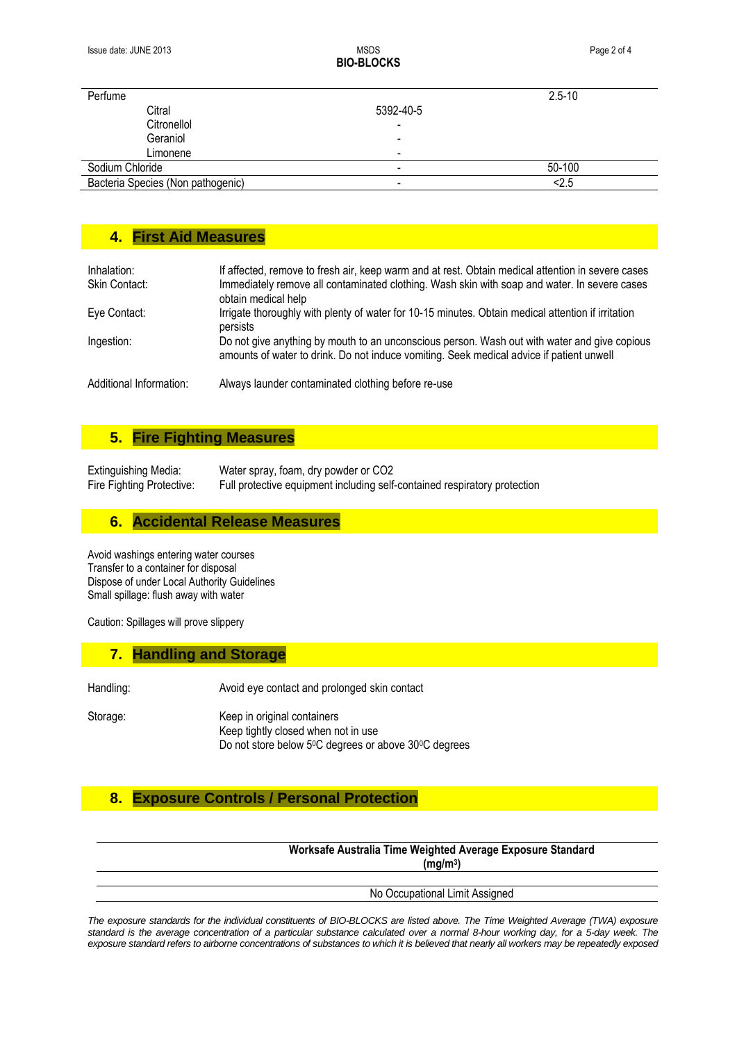| Perfume | | 2.5-10 |
|---|---|---|
| Citral | 5392-40-5 | |
| Citronellol | - | |
| Geraniol | - | |
| Limonene | - | |
| Sodium Chloride | - | 50-100 |
| Bacteria Species (Non pathogenic) | - | <2.5 |

## 4. First Aid Measures

Inhalation: If affected, remove to fresh air, keep warm and at rest. Obtain medical attention in severe cases

Skin Contact: Immediately remove all contaminated clothing. Wash skin with soap and water. In severe cases obtain medical help

Eye Contact: Irrigate thoroughly with plenty of water for 10-15 minutes. Obtain medical attention if irritation persists

Ingestion: Do not give anything by mouth to an unconscious person. Wash out with water and give copious amounts of water to drink. Do not induce vomiting. Seek medical advice if patient unwell

Additional Information: Always launder contaminated clothing before re-use

## 5. Fire Fighting Measures

Extinguishing Media: Water spray, foam, dry powder or $CO_2$

Fire Fighting Protective: Full protective equipment including self-contained respiratory protection

## 6. Accidental Release Measures

Avoid washings entering water courses
Transfer to a container for disposal
Dispose of under Local Authority Guidelines
Small spillage: flush away with water

Caution: Spillages will prove slippery

## 7. Handling and Storage

Handling: Avoid eye contact and prolonged skin contact

Storage: Keep in original containers
Keep tightly closed when not in use
Do not store below 5$^0$C degrees or above 30$^0$C degrees

## 8. Exposure Controls / Personal Protection

| | Worksafe Australia Time Weighted Average Exposure Standard ($mg/m^3$) |
|---|---|
| | No Occupational Limit Assigned |

*The exposure standards for the individual constituents of BIO-BLOCKS are listed above. The Time Weighted Average (TWA) exposure standard is the average concentration of a particular substance calculated over a normal 8-hour working day, for a 5-day week. The exposure standard refers to airborne concentrations of substances to which it is believed that nearly all workers may be repeatedly exposed*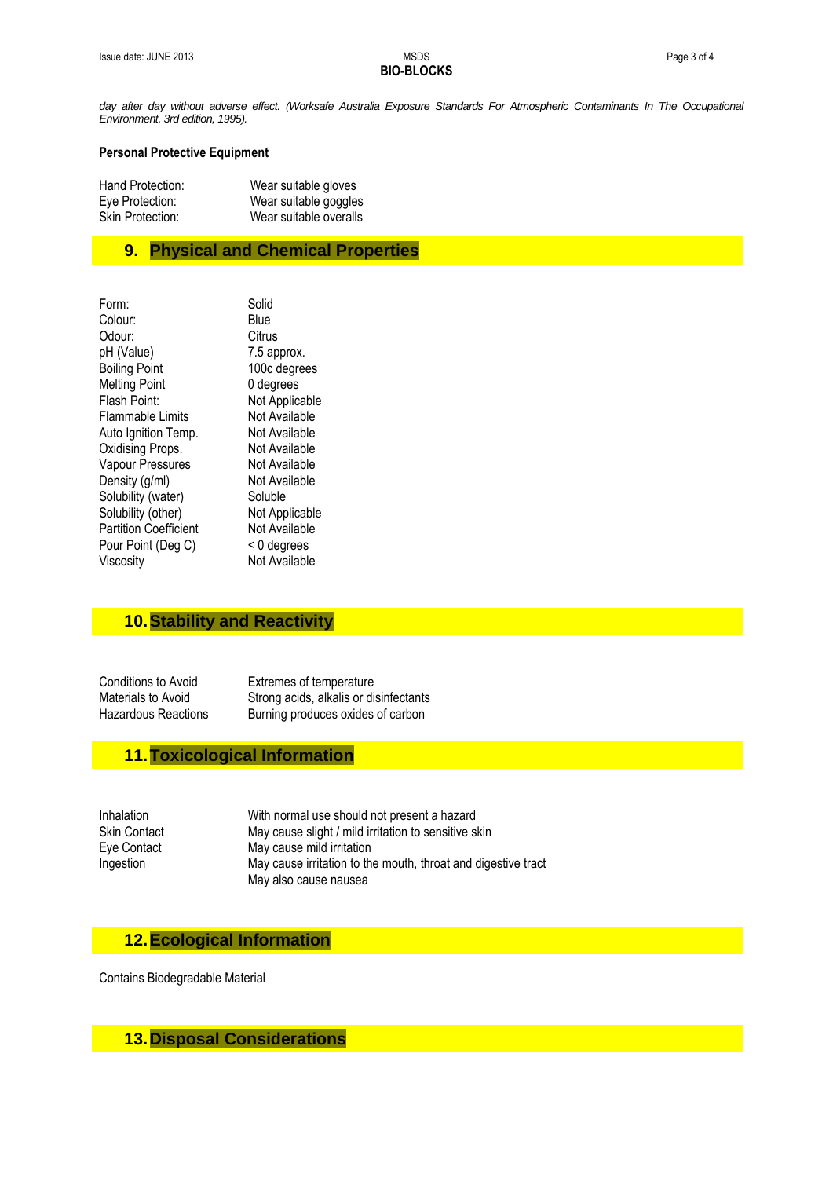*day after day without adverse effect. (Worksafe Australia Exposure Standards For Atmospheric Contaminants In The Occupational Environment, 3rd edition, 1995).*

**Personal Protective Equipment**

| | |
|---|---|
| Hand Protection: | Wear suitable gloves |
| Eye Protection: | Wear suitable goggles |
| Skin Protection: | Wear suitable overalls |

## 9. Physical and Chemical Properties

| | |
|---|---|
| Form: | Solid |
| Colour: | Blue |
| Odour: | Citrus |
| pH (Value) | 7.5 approx. |
| Boiling Point | 100c degrees |
| Melting Point | 0 degrees |
| Flash Point: | Not Applicable |
| Flammable Limits | Not Available |
| Auto Ignition Temp. | Not Available |
| Oxidising Props. | Not Available |
| Vapour Pressures | Not Available |
| Density (g/ml) | Not Available |
| Solubility (water) | Soluble |
| Solubility (other) | Not Applicable |
| Partition Coefficient | Not Available |
| Pour Point (Deg C) | < 0 degrees |
| Viscosity | Not Available |

## 10. Stability and Reactivity

| | |
|---|---|
| Conditions to Avoid | Extremes of temperature |
| Materials to Avoid | Strong acids, alkalis or disinfectants |
| Hazardous Reactions | Burning produces oxides of carbon |

## 11. Toxicological Information

| | |
|---|---|
| Inhalation | With normal use should not present a hazard |
| Skin Contact | May cause slight / mild irritation to sensitive skin |
| Eye Contact | May cause mild irritation |
| Ingestion | May cause irritation to the mouth, throat and digestive tract<br>May also cause nausea |

## 12. Ecological Information

Contains Biodegradable Material

## 13. Disposal Considerations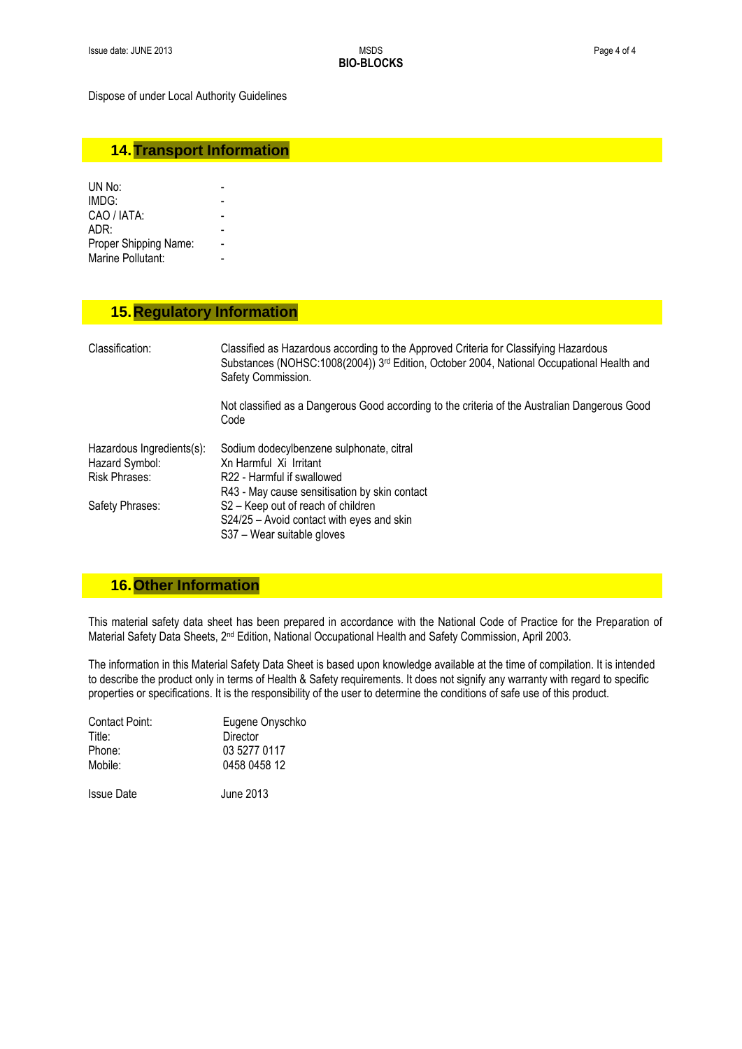Dispose of under Local Authority Guidelines

## 14. Transport Information

| | |
|---|---|
| UN No: | - |
| IMDG: | - |
| CAO / IATA: | - |
| ADR: | - |
| Proper Shipping Name: | - |
| Marine Pollutant: | - |

## 15. Regulatory Information

| | |
|---|---|
| Classification: | Classified as Hazardous according to the Approved Criteria for Classifying Hazardous Substances (NOHSC:1008(2004)) 3rd Edition, October 2004, National Occupational Health and Safety Commission.<br><br>Not classified as a Dangerous Good according to the criteria of the Australian Dangerous Good Code |
| Hazardous Ingredients(s): | Sodium dodecylbenzene sulphonate, citral |
| Hazard Symbol: | Xn Harmful Xi Irritant |
| Risk Phrases: | R22 - Harmful if swallowed<br>R43 - May cause sensitisation by skin contact |
| Safety Phrases: | S2 – Keep out of reach of children<br>S24/25 – Avoid contact with eyes and skin<br>S37 – Wear suitable gloves |

## 16. Other Information

This material safety data sheet has been prepared in accordance with the National Code of Practice for the Preparation of Material Safety Data Sheets, 2nd Edition, National Occupational Health and Safety Commission, April 2003.

The information in this Material Safety Data Sheet is based upon knowledge available at the time of compilation. It is intended to describe the product only in terms of Health & Safety requirements. It does not signify any warranty with regard to specific properties or specifications. It is the responsibility of the user to determine the conditions of safe use of this product.

| | |
|---|---|
| Contact Point: | Eugene Onyschko |
| Title: | Director |
| Phone: | 03 5277 0117 |
| Mobile: | 0458 0458 12 |
| Issue Date | June 2013 |